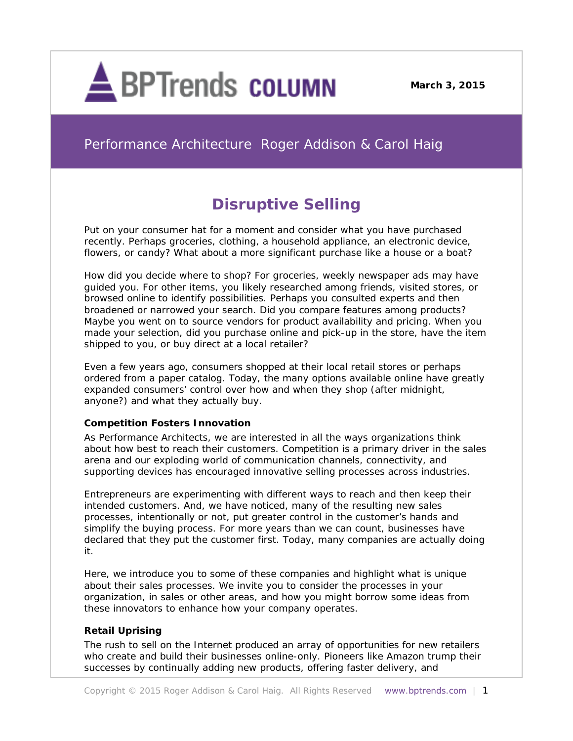BPTrends COLUMN

March 3, 2015

Performance Architecture Roger Addison & Carol Haig

# Disruptive Selling

Put on your consumer hat for a moment and consider what you have purchased recently. Perhaps groceries, clothing, a household appliance, an electronic device, flowers, or candy? What about a more significant purchase like a house or a boat?

How did you decide where to shop? For groceries, weekly newspaper ads may have guided you. For other items, you likely researched among friends, visited stores, or browsed online to identify possibilities. Perhaps you consulted experts and then broadened or narrowed your search. Did you compare features among products? Maybe you went on to source vendors for product availability and pricing. When you made your selection, did you purchase online and pick-up in the store, have the item shipped to you, or buy direct at a local retailer?

Even a few years ago, consumers shopped at their local retail stores or perhaps ordered from a paper catalog. Today, the many options available online have greatly expanded consumers' control over how and when they shop (after midnight, anyone?) and what they actually buy.

**Competition Fosters Innovation**

As Performance Architects, we are interested in all the ways organizations think about how best to reach their customers. Competition is a primary driver in the sales arena and our exploding world of communication channels, connectivity, and supporting devices has encouraged innovative selling processes across industries.

Entrepreneurs are experimenting with different ways to reach and then keep their intended customers. And, we have noticed, many of the resulting new sales processes, intentionally or not, put greater control in the customer's hands and simplify the buying process. For more years than we can count, businesses have declared that they put the customer first. Today, many companies are actually doing it.

Here, we introduce you to some of these companies and highlight what is unique about their sales processes. We invite you to consider the processes in your organization, in sales or other areas, and how you might borrow some ideas from these innovators to enhance how your company operates.

**Retail Uprising**

The rush to sell on the Internet produced an array of opportunities for new retailers who create and build their businesses online-only. Pioneers like Amazon trump their successes by continually adding new products, offering faster delivery, and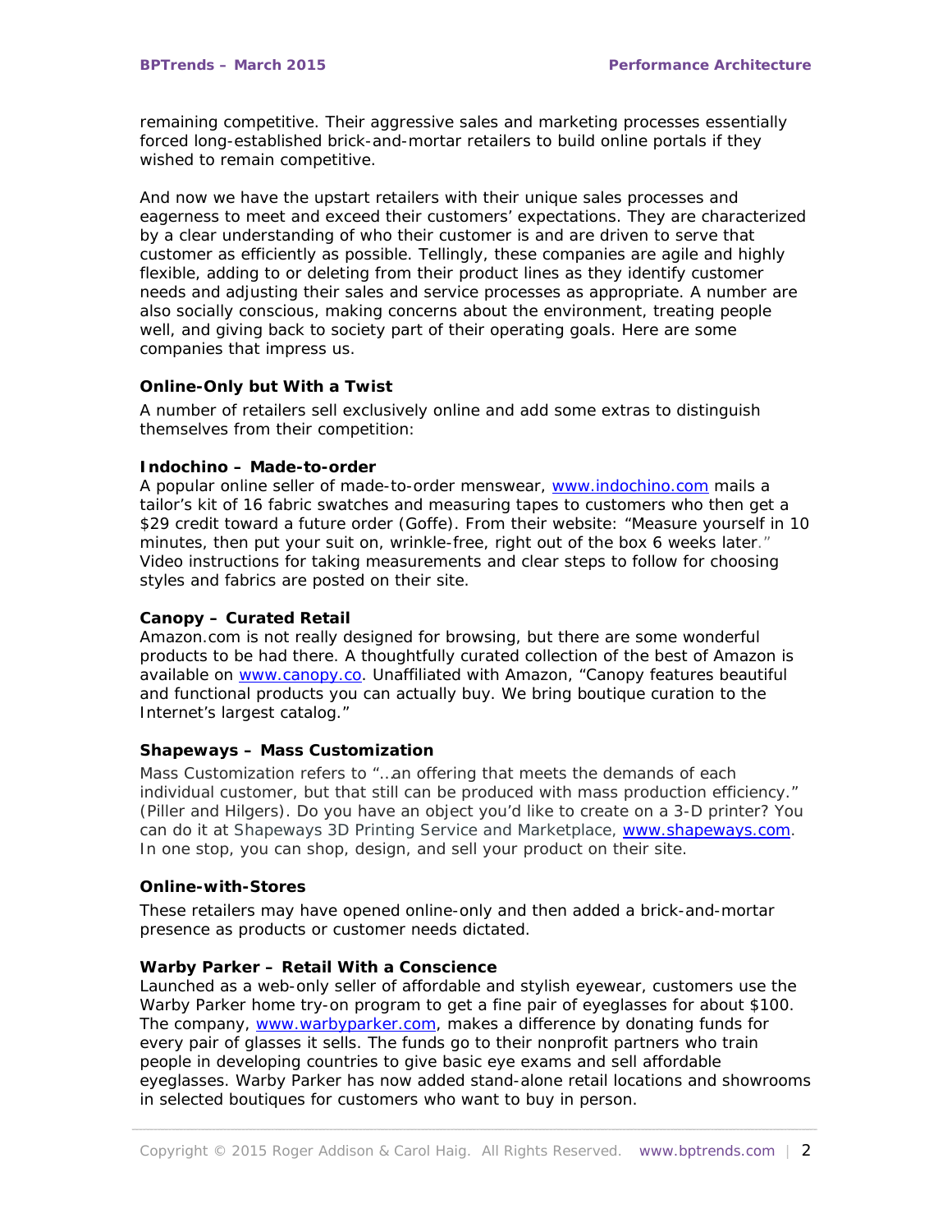remaining competitive. Their aggressive sales and marketing processes essentially forced long-established brick-and-mortar retailers to build online portals if they wished to remain competitive.

And now we have the upstart retailers with their unique sales processes and eagerness to meet and exceed their customers' expectations. They are characterized by a clear understanding of who their customer is and are driven to serve that customer as efficiently as possible. Tellingly, these companies are agile and highly flexible, adding to or deleting from their product lines as they identify customer needs and adjusting their sales and service processes as appropriate. A number are also socially conscious, making concerns about the environment, treating people well, and giving back to society part of their operating goals. Here are some companies that impress us.

### Online-Only but With a Twist

A number of retailers sell exclusively online and add some extras to distinguish themselves from their competition:

**Indochino – Made-to-order**

A popular online seller of made-to-order menswear, www.indochino.com mails a tailor's kit of 16 fabric swatches and measuring tapes to customers who then get a $29 credit toward a future order (Goffe). From their website: "Measure yourself in 10 minutes, then put your suit on, wrinkle-free, right out of the box 6 weeks later." Video instructions for taking measurements and clear steps to follow for choosing styles and fabrics are posted on their site.

**Canopy – Curated Retail**

Amazon.com is not really designed for browsing, but there are some wonderful products to be had there. A thoughtfully curated collection of the best of Amazon is available on www.canopy.co. Unaffiliated with Amazon, "Canopy features beautiful and functional products you can actually buy. We bring boutique curation to the Internet's largest catalog."

**Shapeways – Mass Customization**

Mass Customization refers to "…an offering that meets the demands of each individual customer, but that still can be produced with mass production efficiency." (Piller and Hilgers). Do you have an object you'd like to create on a 3-D printer? You can do it at Shapeways 3D Printing Service and Marketplace, www.shapeways.com. In one stop, you can shop, design, and sell your product on their site.

### Online-with-Stores

These retailers may have opened online-only and then added a brick-and-mortar presence as products or customer needs dictated.

**Warby Parker – Retail With a Conscience**

Launched as a web-only seller of affordable and stylish eyewear, customers use the Warby Parker home try-on program to get a fine pair of eyeglasses for about $100. The company, www.warbyparker.com, makes a difference by donating funds for every pair of glasses it sells. The funds go to their nonprofit partners who train people in developing countries to give basic eye exams and sell affordable eyeglasses. Warby Parker has now added stand-alone retail locations and showrooms in selected boutiques for customers who want to buy in person.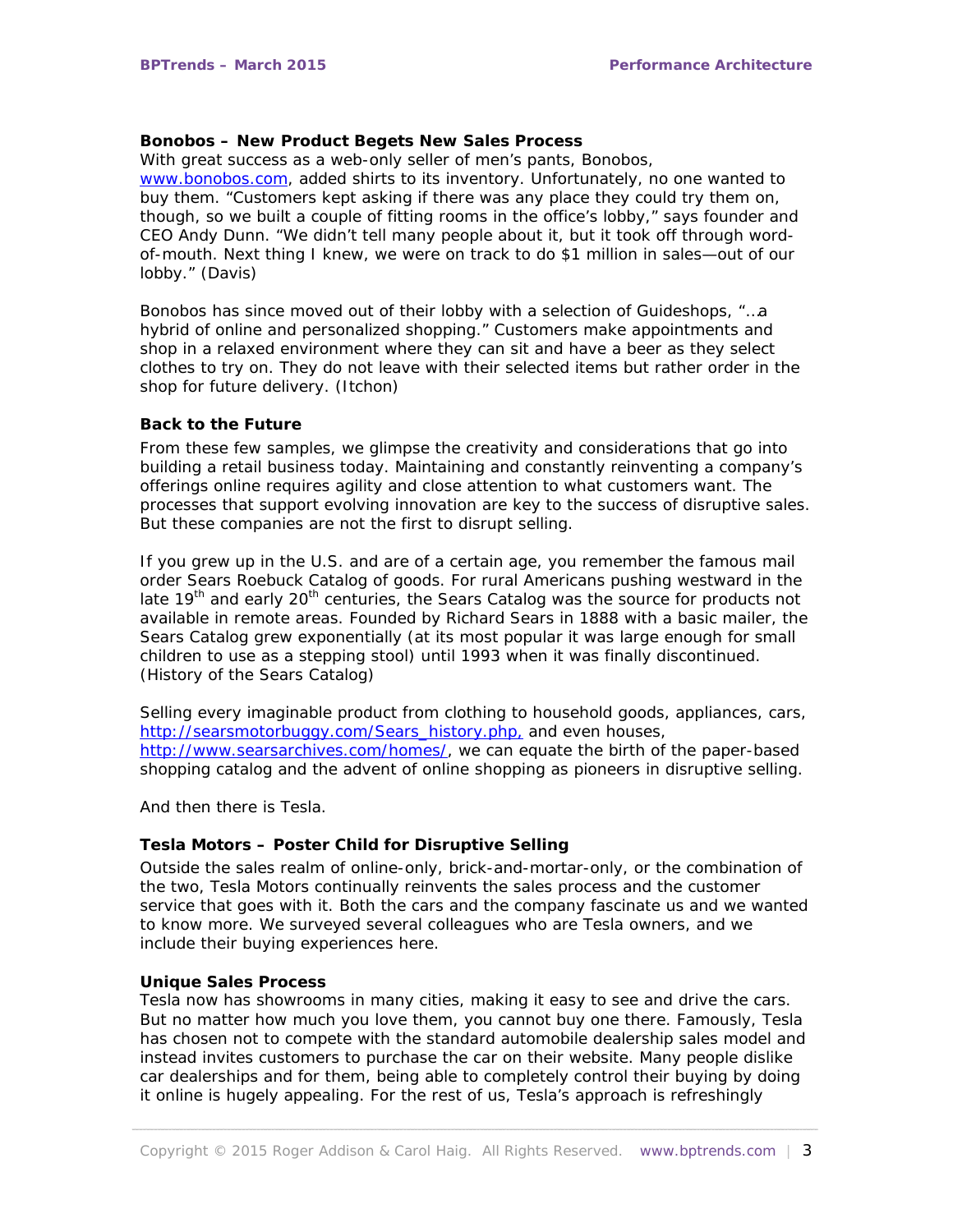**Bonobos – New Product Begets New Sales Process**

With great success as a web-only seller of men's pants, Bonobos, www.bonobos.com, added shirts to its inventory. Unfortunately, no one wanted to buy them. "Customers kept asking if there was any place they could try them on, though, so we built a couple of fitting rooms in the office's lobby," says founder and CEO Andy Dunn. "We didn't tell many people about it, but it took off through word-of-mouth. Next thing I knew, we were on track to do $1 million in sales—out of our lobby." (Davis)

Bonobos has since moved out of their lobby with a selection of Guideshops, "...a hybrid of online and personalized shopping." Customers make appointments and shop in a relaxed environment where they can sit and have a beer as they select clothes to try on. They do not leave with their selected items but rather order in the shop for future delivery. (Itchon)

**Back to the Future**

From these few samples, we glimpse the creativity and considerations that go into building a retail business today. Maintaining and constantly reinventing a company's offerings online requires agility and close attention to what customers want. The processes that support evolving innovation are key to the success of disruptive sales. But these companies are not the first to disrupt selling.

If you grew up in the U.S. and are of a certain age, you remember the famous mail order Sears Roebuck Catalog of goods. For rural Americans pushing westward in the late 19th and early 20th centuries, the Sears Catalog was the source for products not available in remote areas. Founded by Richard Sears in 1888 with a basic mailer, the Sears Catalog grew exponentially (at its most popular it was large enough for small children to use as a stepping stool) until 1993 when it was finally discontinued. (History of the Sears Catalog)

Selling every imaginable product from clothing to household goods, appliances, cars, http://searsmotorbuggy.com/Sears_history.php, and even houses, http://www.searsarchives.com/homes/, we can equate the birth of the paper-based shopping catalog and the advent of online shopping as pioneers in disruptive selling.

And then there is Tesla.

**Tesla Motors – Poster Child for Disruptive Selling**

Outside the sales realm of online-only, brick-and-mortar-only, or the combination of the two, Tesla Motors continually reinvents the sales process and the customer service that goes with it. Both the cars and the company fascinate us and we wanted to know more. We surveyed several colleagues who are Tesla owners, and we include their buying experiences here.

**Unique Sales Process**

Tesla now has showrooms in many cities, making it easy to see and drive the cars. But no matter how much you love them, you cannot buy one there. Famously, Tesla has chosen not to compete with the standard automobile dealership sales model and instead invites customers to purchase the car on their website. Many people dislike car dealerships and for them, being able to completely control their buying by doing it online is hugely appealing. For the rest of us, Tesla's approach is refreshingly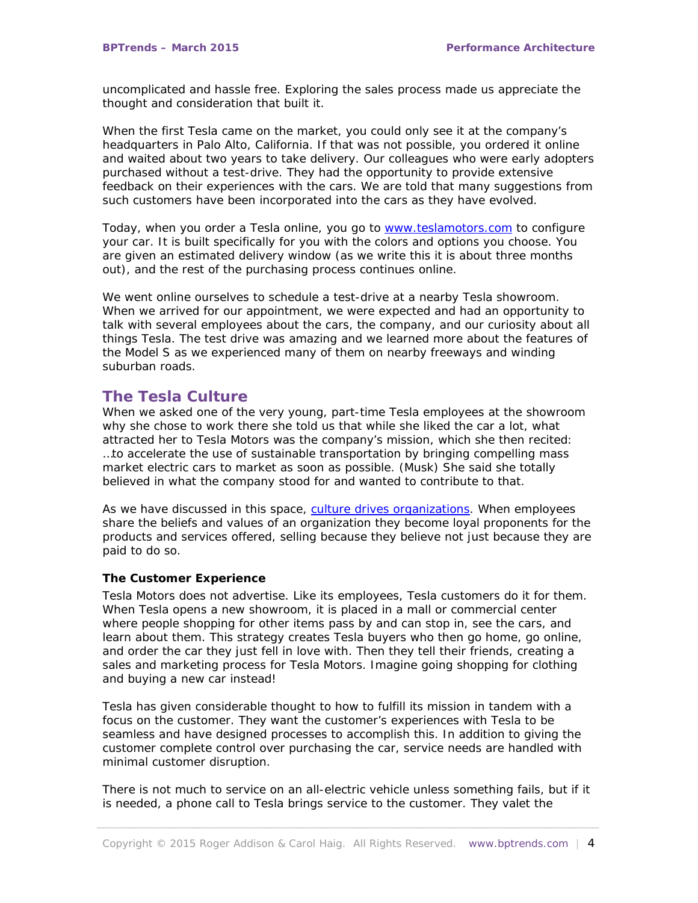uncomplicated and hassle free. Exploring the sales process made us appreciate the thought and consideration that built it.

When the first Tesla came on the market, you could only see it at the company's headquarters in Palo Alto, California. If that was not possible, you ordered it online and waited about two years to take delivery. Our colleagues who were early adopters purchased without a test-drive. They had the opportunity to provide extensive feedback on their experiences with the cars. We are told that many suggestions from such customers have been incorporated into the cars as they have evolved.

Today, when you order a Tesla online, you go to [www.teslamotors.com](http://www.teslamotors.com) to configure your car. It is built specifically for you with the colors and options you choose. You are given an estimated delivery window (as we write this it is about three months out), and the rest of the purchasing process continues online.

We went online ourselves to schedule a test-drive at a nearby Tesla showroom. When we arrived for our appointment, we were expected and had an opportunity to talk with several employees about the cars, the company, and our curiosity about all things Tesla. The test drive was amazing and we learned more about the features of the Model S as we experienced many of them on nearby freeways and winding suburban roads.

## The Tesla Culture

When we asked one of the very young, part-time Tesla employees at the showroom why she chose to work there she told us that while she liked the car a lot, what attracted her to Tesla Motors was the company's mission, which she then recited: …to accelerate the use of sustainable transportation by bringing compelling mass market electric cars to market as soon as possible. (Musk) She said she totally believed in what the company stood for and wanted to contribute to that.

As we have discussed in this space, culture drives organizations. When employees share the beliefs and values of an organization they become loyal proponents for the products and services offered, selling because they believe not just because they are paid to do so.

### The Customer Experience

Tesla Motors does not advertise. Like its employees, Tesla customers do it for them. When Tesla opens a new showroom, it is placed in a mall or commercial center where people shopping for other items pass by and can stop in, see the cars, and learn about them. This strategy creates Tesla buyers who then go home, go online, and order the car they just fell in love with. Then they tell their friends, creating a sales and marketing process for Tesla Motors. Imagine going shopping for clothing and buying a new car instead!

Tesla has given considerable thought to how to fulfill its mission in tandem with a focus on the customer. They want the customer's experiences with Tesla to be seamless and have designed processes to accomplish this. In addition to giving the customer complete control over purchasing the car, service needs are handled with minimal customer disruption.

There is not much to service on an all-electric vehicle unless something fails, but if it is needed, a phone call to Tesla brings service to the customer. They valet the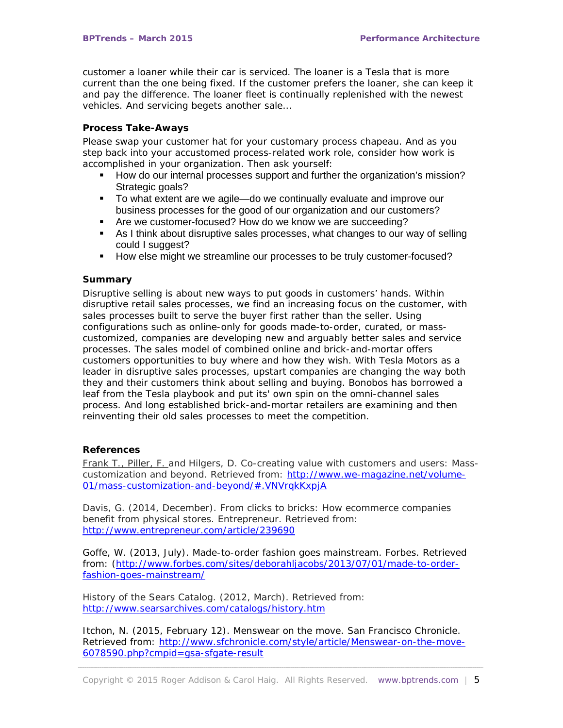customer a loaner while their car is serviced. The loaner is a Tesla that is more current than the one being fixed. If the customer prefers the loaner, she can keep it and pay the difference. The loaner fleet is continually replenished with the newest vehicles. And servicing begets another sale…

**Process Take-Aways**

Please swap your customer hat for your customary process chapeau. And as you step back into your accustomed process-related work role, consider how work is accomplished in your organization. Then ask yourself:

- How do our internal processes support and further the organization's mission? Strategic goals?
- To what extent are we agile—do we continually evaluate and improve our business processes for the good of our organization and our customers?
- Are we customer-focused? How do we know we are succeeding?
- As I think about disruptive sales processes, what changes to our way of selling could I suggest?
- How else might we streamline our processes to be truly customer-focused?

**Summary**

Disruptive selling is about new ways to put goods in customers' hands. Within disruptive retail sales processes, we find an increasing focus on the customer, with sales processes built to serve the buyer first rather than the seller. Using configurations such as online-only for goods made-to-order, curated, or mass-customized, companies are developing new and arguably better sales and service processes. The sales model of combined online and brick-and-mortar offers customers opportunities to buy where and how they wish. With Tesla Motors as a leader in disruptive sales processes, upstart companies are changing the way both they and their customers think about selling and buying. Bonobos has borrowed a leaf from the Tesla playbook and put its' own spin on the omni-channel sales process. And long established brick-and-mortar retailers are examining and then reinventing their old sales processes to meet the competition.

**References**

Frank T., Piller, F. and Hilgers, D. Co-creating value with customers and users: Mass-customization and beyond. Retrieved from: http://www.we-magazine.net/volume-01/mass-customization-and-beyond/#.VNVrqkKxpjA

Davis, G. (2014, December). From clicks to bricks: How ecommerce companies benefit from physical stores. Entrepreneur. Retrieved from: http://www.entrepreneur.com/article/239690

Goffe, W. (2013, July). Made-to-order fashion goes mainstream. Forbes. Retrieved from: (http://www.forbes.com/sites/deborahljacobs/2013/07/01/made-to-order-fashion-goes-mainstream/

History of the Sears Catalog. (2012, March). Retrieved from: http://www.searsarchives.com/catalogs/history.htm

Itchon, N. (2015, February 12). Menswear on the move. San Francisco Chronicle. Retrieved from: http://www.sfchronicle.com/style/article/Menswear-on-the-move-6078590.php?cmpid=gsa-sfgate-result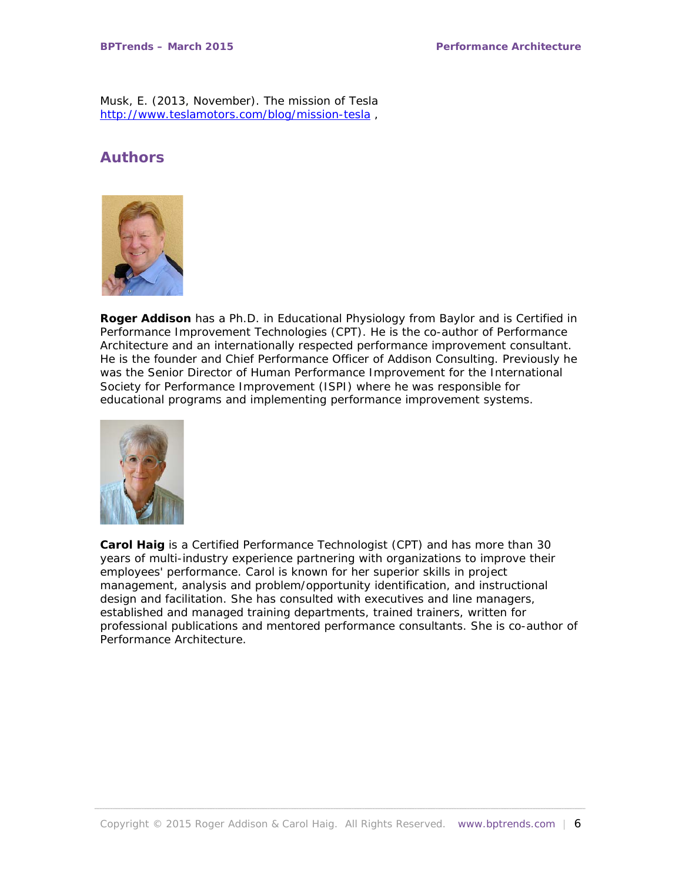Musk, E. (2013, November). The mission of Tesla
http://www.teslamotors.com/blog/mission-tesla ,

## Authors

**Roger Addison** has a Ph.D. in Educational Physiology from Baylor and is Certified in Performance Improvement Technologies (CPT). He is the co-author of Performance Architecture and an internationally respected performance improvement consultant. He is the founder and Chief Performance Officer of Addison Consulting. Previously he was the Senior Director of Human Performance Improvement for the International Society for Performance Improvement (ISPI) where he was responsible for educational programs and implementing performance improvement systems.

**Carol Haig** is a Certified Performance Technologist (CPT) and has more than 30 years of multi-industry experience partnering with organizations to improve their employees' performance. Carol is known for her superior skills in project management, analysis and problem/opportunity identification, and instructional design and facilitation. She has consulted with executives and line managers, established and managed training departments, trained trainers, written for professional publications and mentored performance consultants. She is co-author of Performance Architecture.